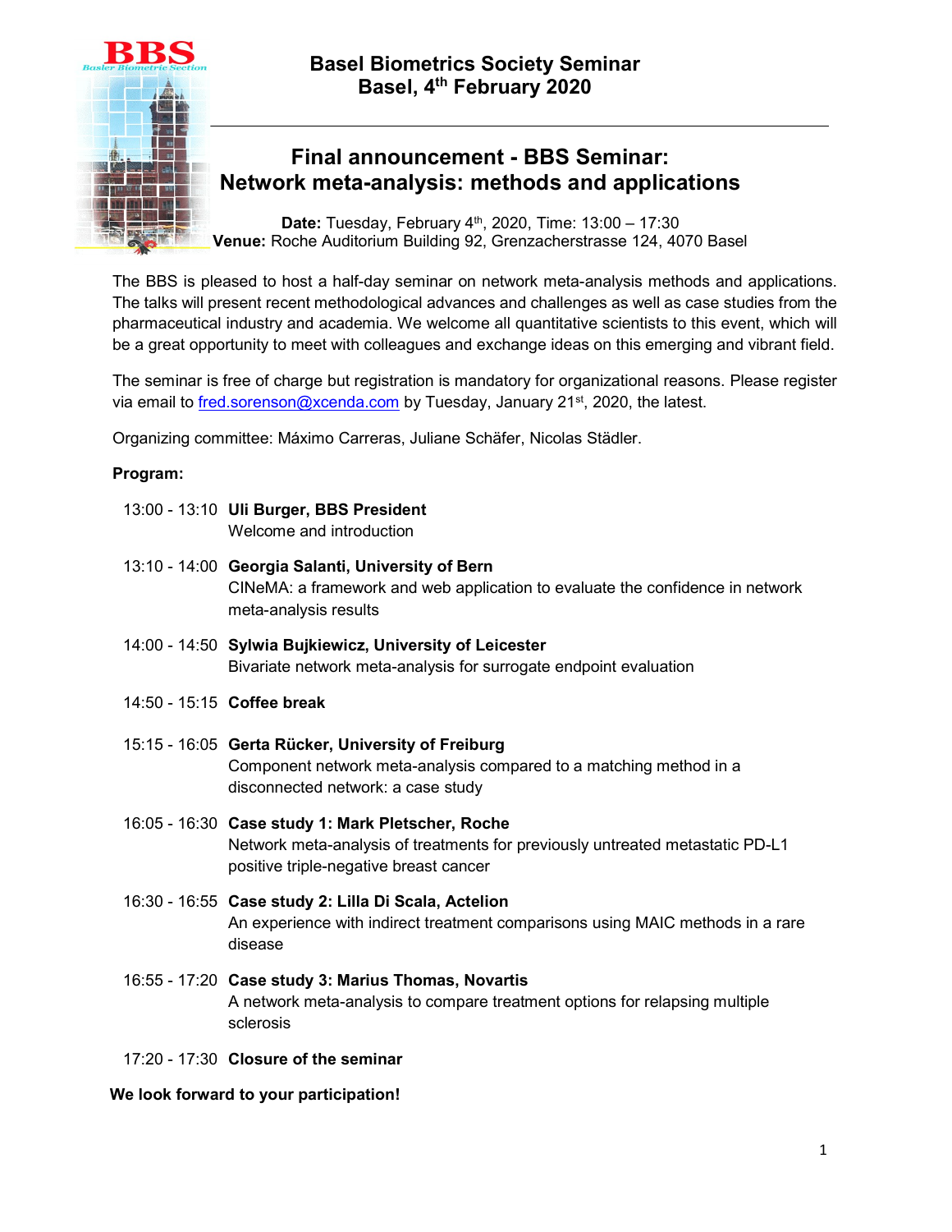# Basel Biometrics Society Seminar
## Basel, 4th February 2020

## Final announcement - BBS Seminar: Network meta-analysis: methods and applications

**Date:** Tuesday, February 4th, 2020, Time: 13:00 – 17:30
**Venue:** Roche Auditorium Building 92, Grenzacherstrasse 124, 4070 Basel

The BBS is pleased to host a half-day seminar on network meta-analysis methods and applications. The talks will present recent methodological advances and challenges as well as case studies from the pharmaceutical industry and academia. We welcome all quantitative scientists to this event, which will be a great opportunity to meet with colleagues and exchange ideas on this emerging and vibrant field.

The seminar is free of charge but registration is mandatory for organizational reasons. Please register via email to fred.sorenson@xcenda.com by Tuesday, January 21st, 2020, the latest.

Organizing committee: Máximo Carreras, Juliane Schäfer, Nicolas Städler.

**Program:**

13:00 - 13:10 **Uli Burger, BBS President**
Welcome and introduction

13:10 - 14:00 **Georgia Salanti, University of Bern**
CINeMA: a framework and web application to evaluate the confidence in network meta-analysis results

14:00 - 14:50 **Sylwia Bujkiewicz, University of Leicester**
Bivariate network meta-analysis for surrogate endpoint evaluation

14:50 - 15:15 **Coffee break**

15:15 - 16:05 **Gerta Rücker, University of Freiburg**
Component network meta-analysis compared to a matching method in a disconnected network: a case study

16:05 - 16:30 **Case study 1: Mark Pletscher, Roche**
Network meta-analysis of treatments for previously untreated metastatic PD-L1 positive triple-negative breast cancer

16:30 - 16:55 **Case study 2: Lilla Di Scala, Actelion**
An experience with indirect treatment comparisons using MAIC methods in a rare disease

16:55 - 17:20 **Case study 3: Marius Thomas, Novartis**
A network meta-analysis to compare treatment options for relapsing multiple sclerosis

17:20 - 17:30 **Closure of the seminar**

**We look forward to your participation!**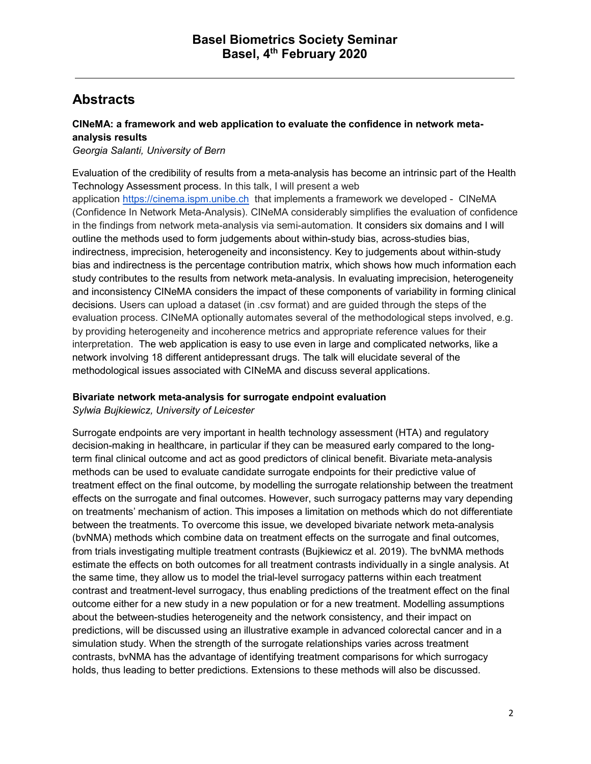## Abstracts

### CINeMA: a framework and web application to evaluate the confidence in network meta-analysis results

*Georgia Salanti, University of Bern*

Evaluation of the credibility of results from a meta-analysis has become an intrinsic part of the Health Technology Assessment process. In this talk, I will present a web application https://cinema.ispm.unibe.ch that implements a framework we developed - CINeMA (Confidence In Network Meta-Analysis). CINeMA considerably simplifies the evaluation of confidence in the findings from network meta-analysis via semi-automation. It considers six domains and I will outline the methods used to form judgements about within-study bias, across-studies bias, indirectness, imprecision, heterogeneity and inconsistency. Key to judgements about within-study bias and indirectness is the percentage contribution matrix, which shows how much information each study contributes to the results from network meta-analysis. In evaluating imprecision, heterogeneity and inconsistency CINeMA considers the impact of these components of variability in forming clinical decisions. Users can upload a dataset (in .csv format) and are guided through the steps of the evaluation process. CINeMA optionally automates several of the methodological steps involved, e.g. by providing heterogeneity and incoherence metrics and appropriate reference values for their interpretation. The web application is easy to use even in large and complicated networks, like a network involving 18 different antidepressant drugs. The talk will elucidate several of the methodological issues associated with CINeMA and discuss several applications.

### Bivariate network meta-analysis for surrogate endpoint evaluation

*Sylwia Bujkiewicz, University of Leicester*

Surrogate endpoints are very important in health technology assessment (HTA) and regulatory decision-making in healthcare, in particular if they can be measured early compared to the long-term final clinical outcome and act as good predictors of clinical benefit. Bivariate meta-analysis methods can be used to evaluate candidate surrogate endpoints for their predictive value of treatment effect on the final outcome, by modelling the surrogate relationship between the treatment effects on the surrogate and final outcomes. However, such surrogacy patterns may vary depending on treatments' mechanism of action. This imposes a limitation on methods which do not differentiate between the treatments. To overcome this issue, we developed bivariate network meta-analysis (bvNMA) methods which combine data on treatment effects on the surrogate and final outcomes, from trials investigating multiple treatment contrasts (Bujkiewicz et al. 2019). The bvNMA methods estimate the effects on both outcomes for all treatment contrasts individually in a single analysis. At the same time, they allow us to model the trial-level surrogacy patterns within each treatment contrast and treatment-level surrogacy, thus enabling predictions of the treatment effect on the final outcome either for a new study in a new population or for a new treatment. Modelling assumptions about the between-studies heterogeneity and the network consistency, and their impact on predictions, will be discussed using an illustrative example in advanced colorectal cancer and in a simulation study. When the strength of the surrogate relationships varies across treatment contrasts, bvNMA has the advantage of identifying treatment comparisons for which surrogacy holds, thus leading to better predictions. Extensions to these methods will also be discussed.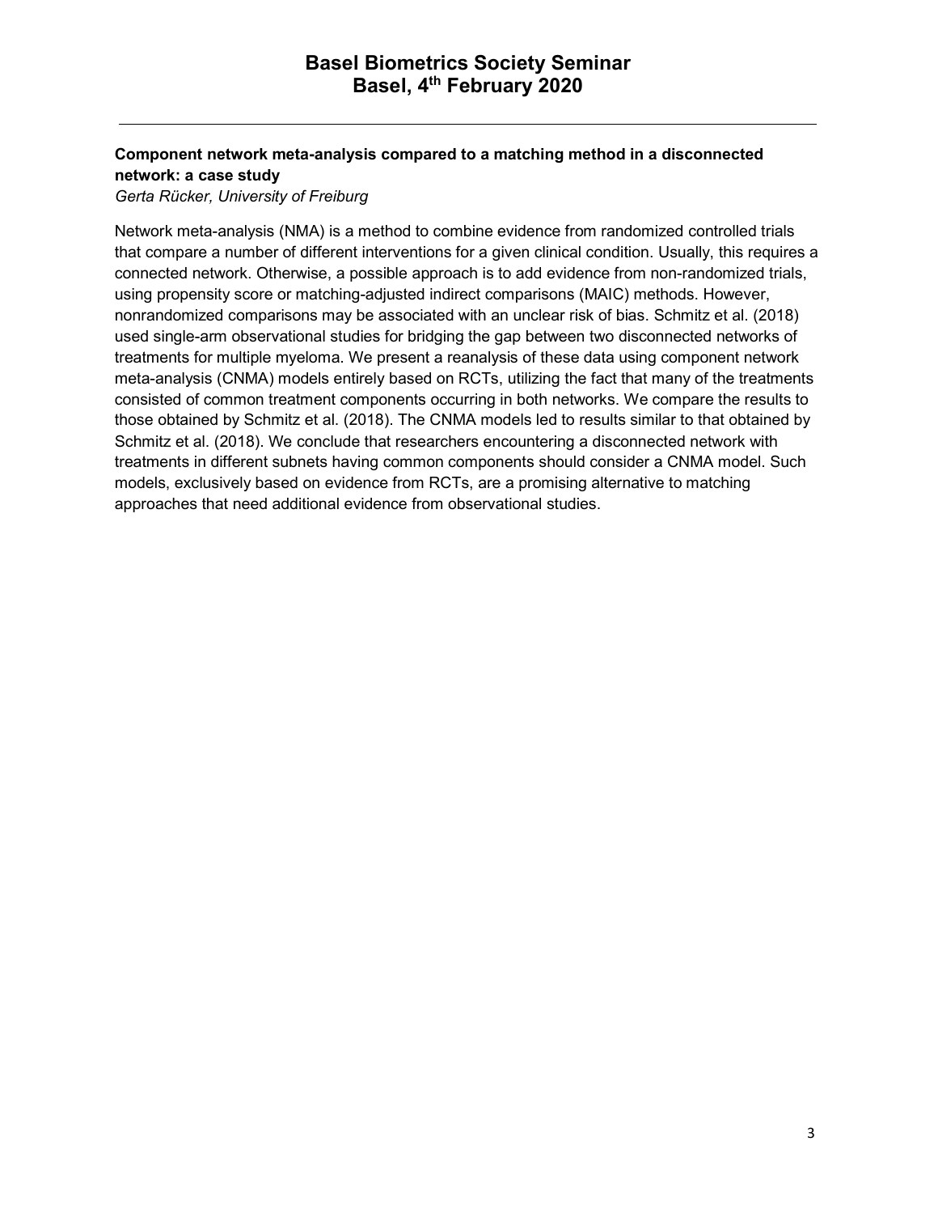**Component network meta-analysis compared to a matching method in a disconnected network: a case study**

*Gerta Rücker, University of Freiburg*

Network meta-analysis (NMA) is a method to combine evidence from randomized controlled trials that compare a number of different interventions for a given clinical condition. Usually, this requires a connected network. Otherwise, a possible approach is to add evidence from non-randomized trials, using propensity score or matching-adjusted indirect comparisons (MAIC) methods. However, nonrandomized comparisons may be associated with an unclear risk of bias. Schmitz et al. (2018) used single-arm observational studies for bridging the gap between two disconnected networks of treatments for multiple myeloma. We present a reanalysis of these data using component network meta-analysis (CNMA) models entirely based on RCTs, utilizing the fact that many of the treatments consisted of common treatment components occurring in both networks. We compare the results to those obtained by Schmitz et al. (2018). The CNMA models led to results similar to that obtained by Schmitz et al. (2018). We conclude that researchers encountering a disconnected network with treatments in different subnets having common components should consider a CNMA model. Such models, exclusively based on evidence from RCTs, are a promising alternative to matching approaches that need additional evidence from observational studies.